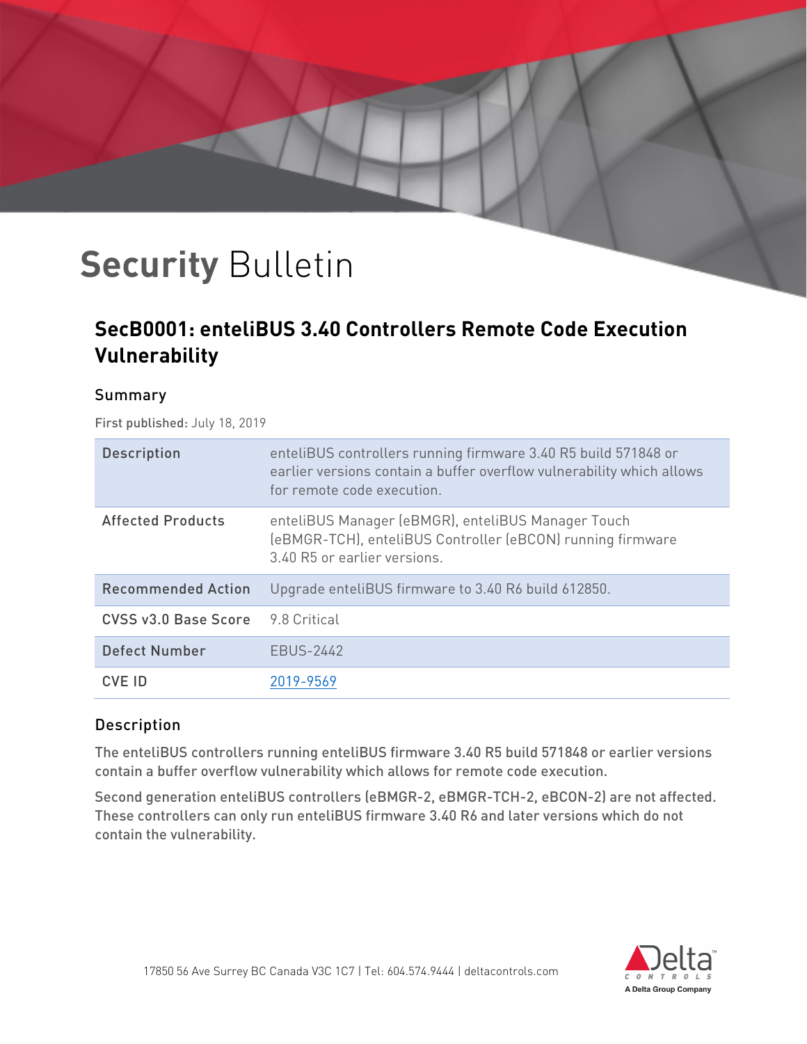# Security Bulletin

## SecB0001: enteliBUS 3.40 Controllers Remote Code Execution Vulnerability

### Summary

First published: July 18, 2019

| | |
|---|---|
| Description | enteliBUS controllers running firmware 3.40 R5 build 571848 or earlier versions contain a buffer overflow vulnerability which allows for remote code execution. |
| Affected Products | enteliBUS Manager (eBMGR), enteliBUS Manager Touch (eBMGR-TCH), enteliBUS Controller (eBCON) running firmware 3.40 R5 or earlier versions. |
| Recommended Action | Upgrade enteliBUS firmware to 3.40 R6 build 612850. |
| CVSS v3.0 Base Score | 9.8 Critical |
| Defect Number | EBUS-2442 |
| CVE ID | 2019-9569 |

### Description

The enteliBUS controllers running enteliBUS firmware 3.40 R5 build 571848 or earlier versions contain a buffer overflow vulnerability which allows for remote code execution.

Second generation enteliBUS controllers (eBMGR-2, eBMGR-TCH-2, eBCON-2) are not affected. These controllers can only run enteliBUS firmware 3.40 R6 and later versions which do not contain the vulnerability.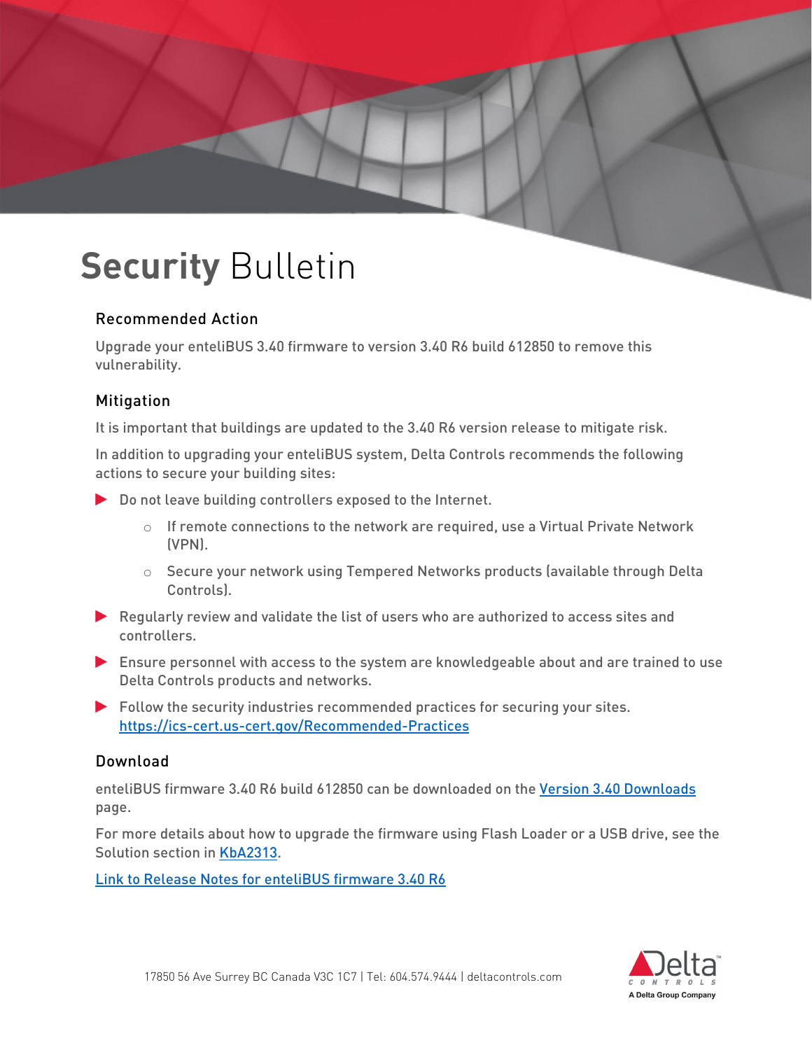# Security Bulletin

## Recommended Action

Upgrade your enteliBUS 3.40 firmware to version 3.40 R6 build 612850 to remove this vulnerability.

## Mitigation

It is important that buildings are updated to the 3.40 R6 version release to mitigate risk.

In addition to upgrading your enteliBUS system, Delta Controls recommends the following actions to secure your building sites:

- Do not leave building controllers exposed to the Internet.
  - If remote connections to the network are required, use a Virtual Private Network (VPN).
  - Secure your network using Tempered Networks products (available through Delta Controls).
- Regularly review and validate the list of users who are authorized to access sites and controllers.
- Ensure personnel with access to the system are knowledgeable about and are trained to use Delta Controls products and networks.
- Follow the security industries recommended practices for securing your sites. https://ics-cert.us-cert.gov/Recommended-Practices

## Download

enteliBUS firmware 3.40 R6 build 612850 can be downloaded on the Version 3.40 Downloads page.

For more details about how to upgrade the firmware using Flash Loader or a USB drive, see the Solution section in KbA2313.

Link to Release Notes for enteliBUS firmware 3.40 R6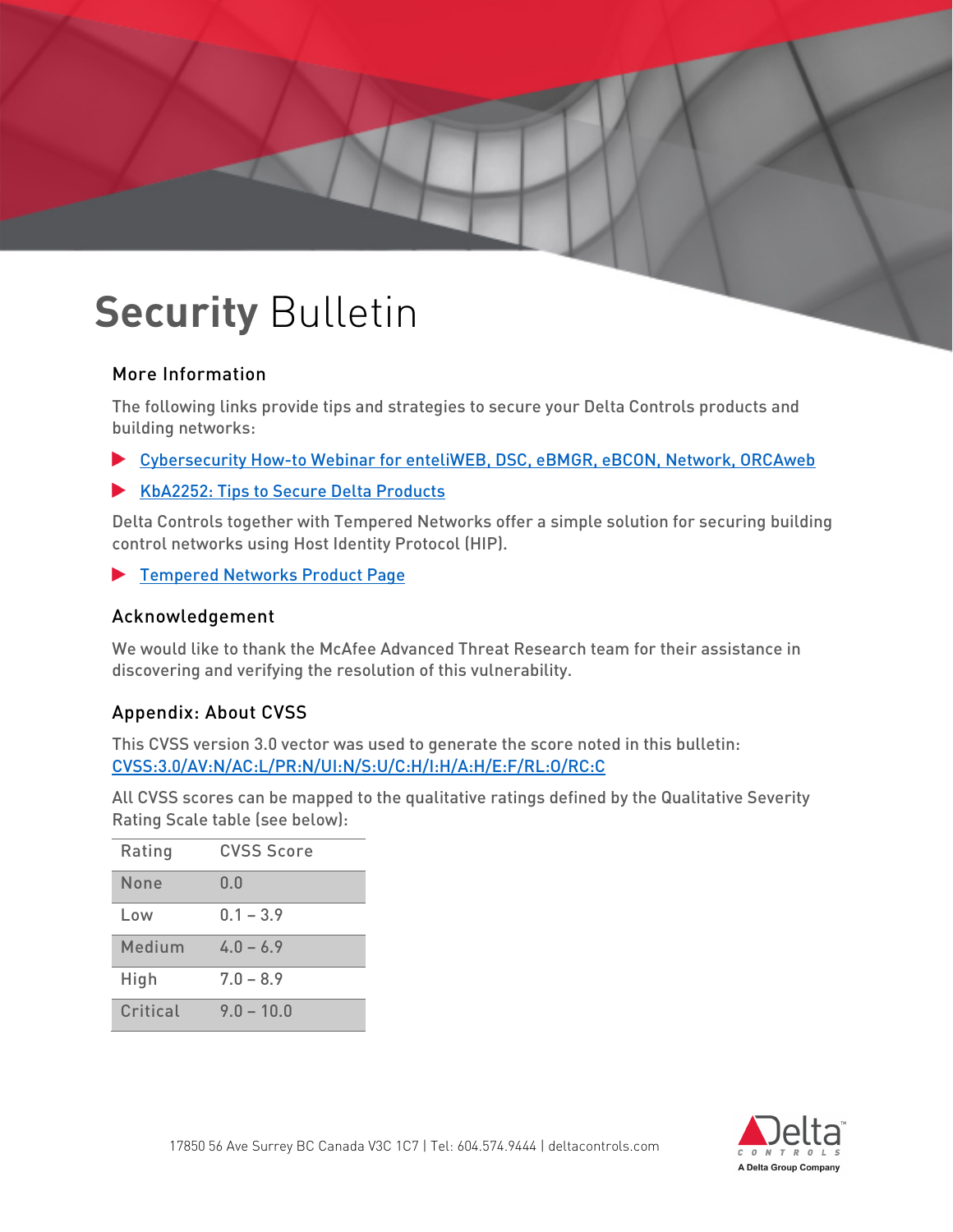# **Security** Bulletin

## More Information

The following links provide tips and strategies to secure your Delta Controls products and building networks:

- Cybersecurity How-to Webinar for enteliWEB, DSC, eBMGR, eBCON, Network, ORCAweb
- KbA2252: Tips to Secure Delta Products

Delta Controls together with Tempered Networks offer a simple solution for securing building control networks using Host Identity Protocol (HIP).

- Tempered Networks Product Page

## Acknowledgement

We would like to thank the McAfee Advanced Threat Research team for their assistance in discovering and verifying the resolution of this vulnerability.

## Appendix: About CVSS

This CVSS version 3.0 vector was used to generate the score noted in this bulletin:
CVSS:3.0/AV:N/AC:L/PR:N/UI:N/S:U/C:H/I:H/A:H/E:F/RL:O/RC:C

All CVSS scores can be mapped to the qualitative ratings defined by the Qualitative Severity Rating Scale table (see below):

| Rating | CVSS Score |
|---|---|
| None | 0.0 |
| Low | 0.1 – 3.9 |
| Medium | 4.0 – 6.9 |
| High | 7.0 – 8.9 |
| Critical | 9.0 – 10.0 |

17850 56 Ave Surrey BC Canada V3C 1C7 | Tel: 604.574.9444 | deltacontrols.com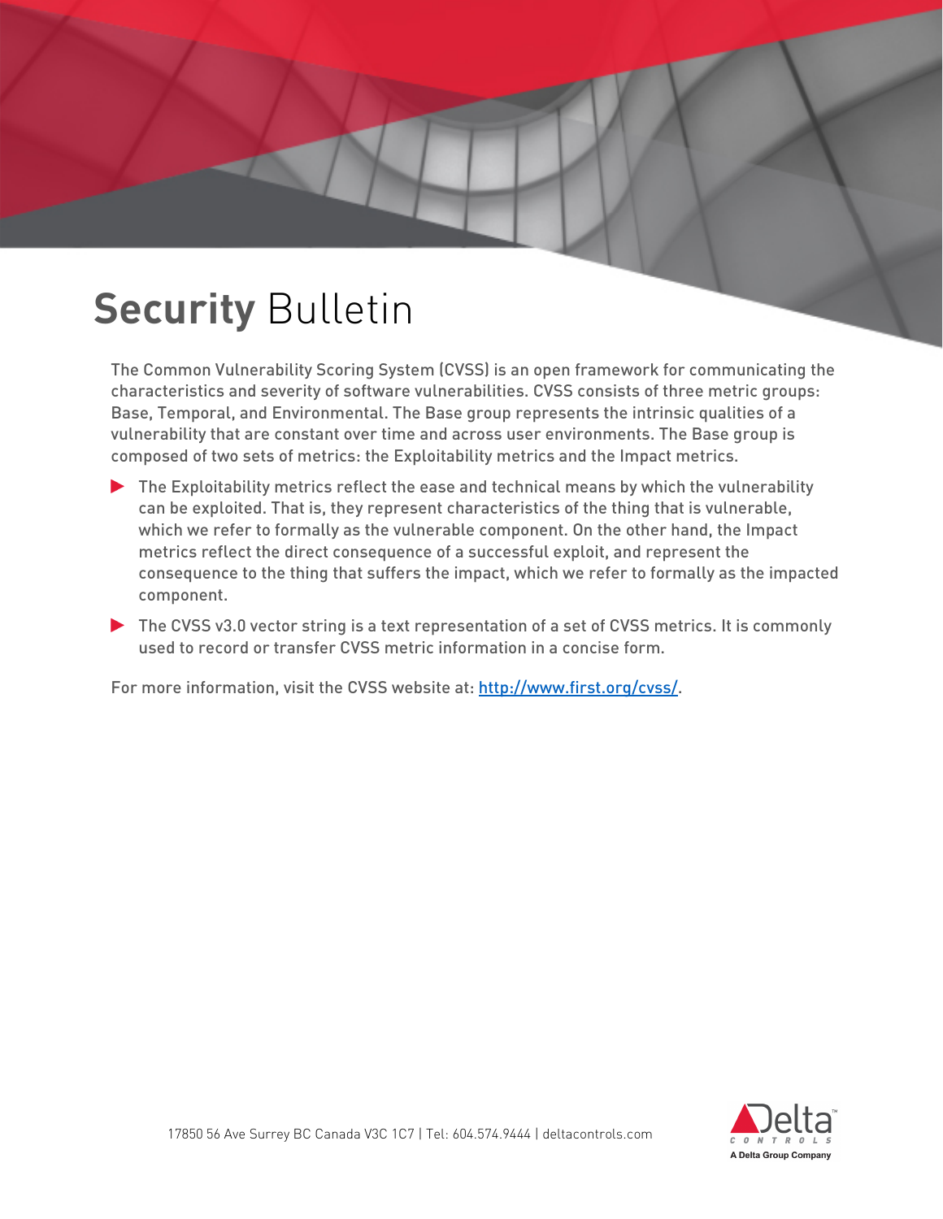# **Security** Bulletin

The Common Vulnerability Scoring System (CVSS) is an open framework for communicating the characteristics and severity of software vulnerabilities. CVSS consists of three metric groups: Base, Temporal, and Environmental. The Base group represents the intrinsic qualities of a vulnerability that are constant over time and across user environments. The Base group is composed of two sets of metrics: the Exploitability metrics and the Impact metrics.

- The Exploitability metrics reflect the ease and technical means by which the vulnerability can be exploited. That is, they represent characteristics of the thing that is vulnerable, which we refer to formally as the vulnerable component. On the other hand, the Impact metrics reflect the direct consequence of a successful exploit, and represent the consequence to the thing that suffers the impact, which we refer to formally as the impacted component.
- The CVSS v3.0 vector string is a text representation of a set of CVSS metrics. It is commonly used to record or transfer CVSS metric information in a concise form.

For more information, visit the CVSS website at: [http://www.first.org/cvss/](http://www.first.org/cvss/).

17850 56 Ave Surrey BC Canada V3C 1C7 | Tel: 604.574.9444 | deltacontrols.com

Delta Controls
A Delta Group Company